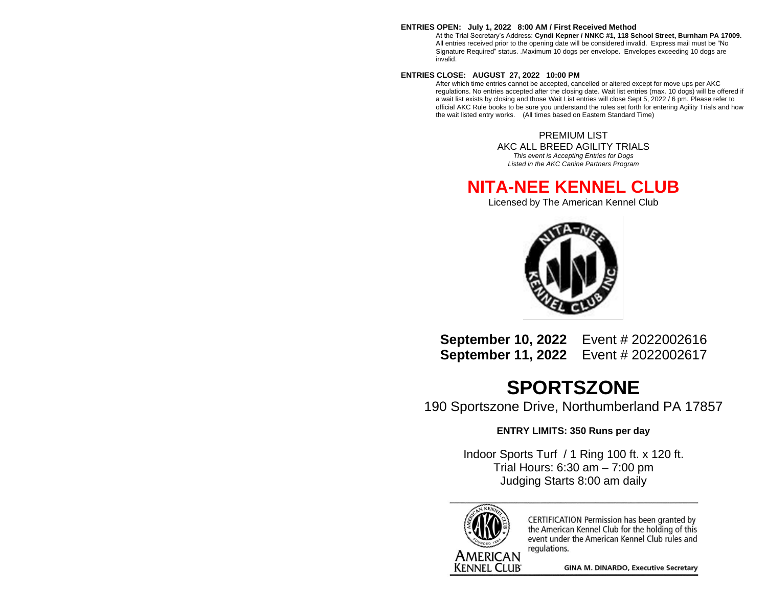**ENTRIES OPEN: July 1, 2022 8:00 AM / First Received Method**

At the Trial Secretary's Address: **Cyndi Kepner / NNKC #1, 118 School Street, Burnham PA 17009.** All entries received prior to the opening date will be considered invalid. Express mail must be "No Signature Required" status. .Maximum 10 dogs per envelope. Envelopes exceeding 10 dogs are invalid.

**ENTRIES CLOSE: AUGUST 27, 2022 10:00 PM**

After which time entries cannot be accepted, cancelled or altered except for move ups per AKC regulations. No entries accepted after the closing date. Wait list entries (max. 10 dogs) will be offered if a wait list exists by closing and those Wait List entries will close Sept 5, 2022 / 6 pm. Please refer to official AKC Rule books to be sure you understand the rules set forth for entering Agility Trials and how the wait listed entry works. (All times based on Eastern Standard Time)

PREMIUM LIST

AKC ALL BREED AGILITY TRIALS

*This event is Accepting Entries for Dogs Listed in the AKC Canine Partners Program*

# NITA-NEE KENNEL CLUB

Licensed by The American Kennel Club

**September 10, 2022** Event # 2022002616

**September 11, 2022** Event # 2022002617

# SPORTSZONE

190 Sportszone Drive, Northumberland PA 17857

**ENTRY LIMITS: 350 Runs per day**

Indoor Sports Turf / 1 Ring 100 ft. x 120 ft.

Trial Hours: 6:30 am – 7:00 pm

Judging Starts 8:00 am daily

CERTIFICATION Permission has been granted by the American Kennel Club for the holding of this event under the American Kennel Club rules and regulations.

**GINA M. DINARDO, Executive Secretary**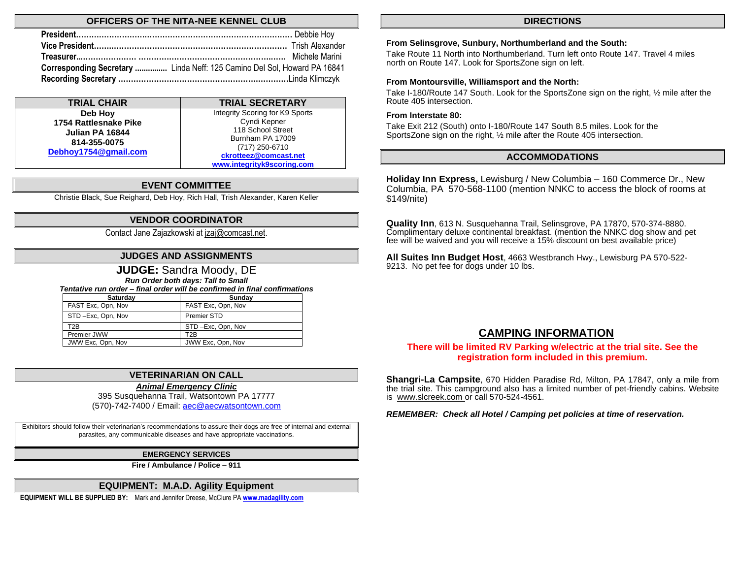## OFFICERS OF THE NITA-NEE KENNEL CLUB

**President**........................................................................................ Debbie Hoy
**Vice President**.............................................................................. Trish Alexander
**Treasurer**........................ .......................................................... Michele Marini
**Corresponding Secretary** .............. Linda Neff: 125 Camino Del Sol, Howard PA 16841
**Recording Secretary** ..................................................................Linda Klimczyk

| TRIAL CHAIR | TRIAL SECRETARY |
|---|---|
| **Deb Hoy**<br>**1754 Rattlesnake Pike**<br>**Julian PA 16844**<br>**814-355-0075**<br>**Debhoy1754@gmail.com** | Integrity Scoring for K9 Sports<br>Cyndi Kepner<br>118 School Street<br>Burnham PA 17009<br>(717) 250-6710<br>**ckrotteez@comcast.net**<br>**www.integrityk9scoring.com** |

## EVENT COMMITTEE

Christie Black, Sue Reighard, Deb Hoy, Rich Hall, Trish Alexander, Karen Keller

## VENDOR COORDINATOR

Contact Jane Zajazkowski at jzaj@comcast.net.

## JUDGES AND ASSIGNMENTS

**JUDGE:** Sandra Moody, DE

***Run Order both days: Tall to Small***

***Tentative run order – final order will be confirmed in final confirmations***

| Saturday | Sunday |
|---|---|
| FAST Exc, Opn, Nov | FAST Exc, Opn, Nov |
| STD –Exc, Opn, Nov | Premier STD |
| T2B | STD –Exc, Opn, Nov |
| Premier JWW | T2B |
| JWW Exc, Opn, Nov | JWW Exc, Opn, Nov |

## VETERINARIAN ON CALL

***Animal Emergency Clinic***
395 Susquehanna Trail, Watsontown PA 17777
(570)-742-7400 / Email: aec@aecwatsontown.com

Exhibitors should follow their veterinarian's recommendations to assure their dogs are free of internal and external parasites, any communicable diseases and have appropriate vaccinations.

## EMERGENCY SERVICES

**Fire / Ambulance / Police – 911**

## EQUIPMENT: M.A.D. Agility Equipment

**EQUIPMENT WILL BE SUPPLIED BY:** Mark and Jennifer Dreese, McClure PA **www.madagility.com**

## DIRECTIONS

**From Selinsgrove, Sunbury, Northumberland and the South:**
Take Route 11 North into Northumberland. Turn left onto Route 147. Travel 4 miles north on Route 147. Look for SportsZone sign on left.

**From Montoursville, Williamsport and the North:**
Take I-180/Route 147 South. Look for the SportsZone sign on the right, ½ mile after the Route 405 intersection.

**From Interstate 80:**
Take Exit 212 (South) onto I-180/Route 147 South 8.5 miles. Look for the SportsZone sign on the right, ½ mile after the Route 405 intersection.

## ACCOMMODATIONS

**Holiday Inn Express,** Lewisburg / New Columbia – 160 Commerce Dr., New Columbia, PA 570-568-1100 (mention NNKC to access the block of rooms at $149/nite)

**Quality Inn**, 613 N. Susquehanna Trail, Selinsgrove, PA 17870, 570-374-8880. Complimentary deluxe continental breakfast. (mention the NNKC dog show and pet fee will be waived and you will receive a 15% discount on best available price)

**All Suites Inn Budget Host**, 4663 Westbranch Hwy., Lewisburg PA 570-522-9213. No pet fee for dogs under 10 lbs.

## CAMPING INFORMATION

**There will be limited RV Parking w/electric at the trial site. See the registration form included in this premium.**

**Shangri-La Campsite**, 670 Hidden Paradise Rd, Milton, PA 17847, only a mile from the trial site. This campground also has a limited number of pet-friendly cabins. Website is www.slcreek.com or call 570-524-4561.

***REMEMBER: Check all Hotel / Camping pet policies at time of reservation.***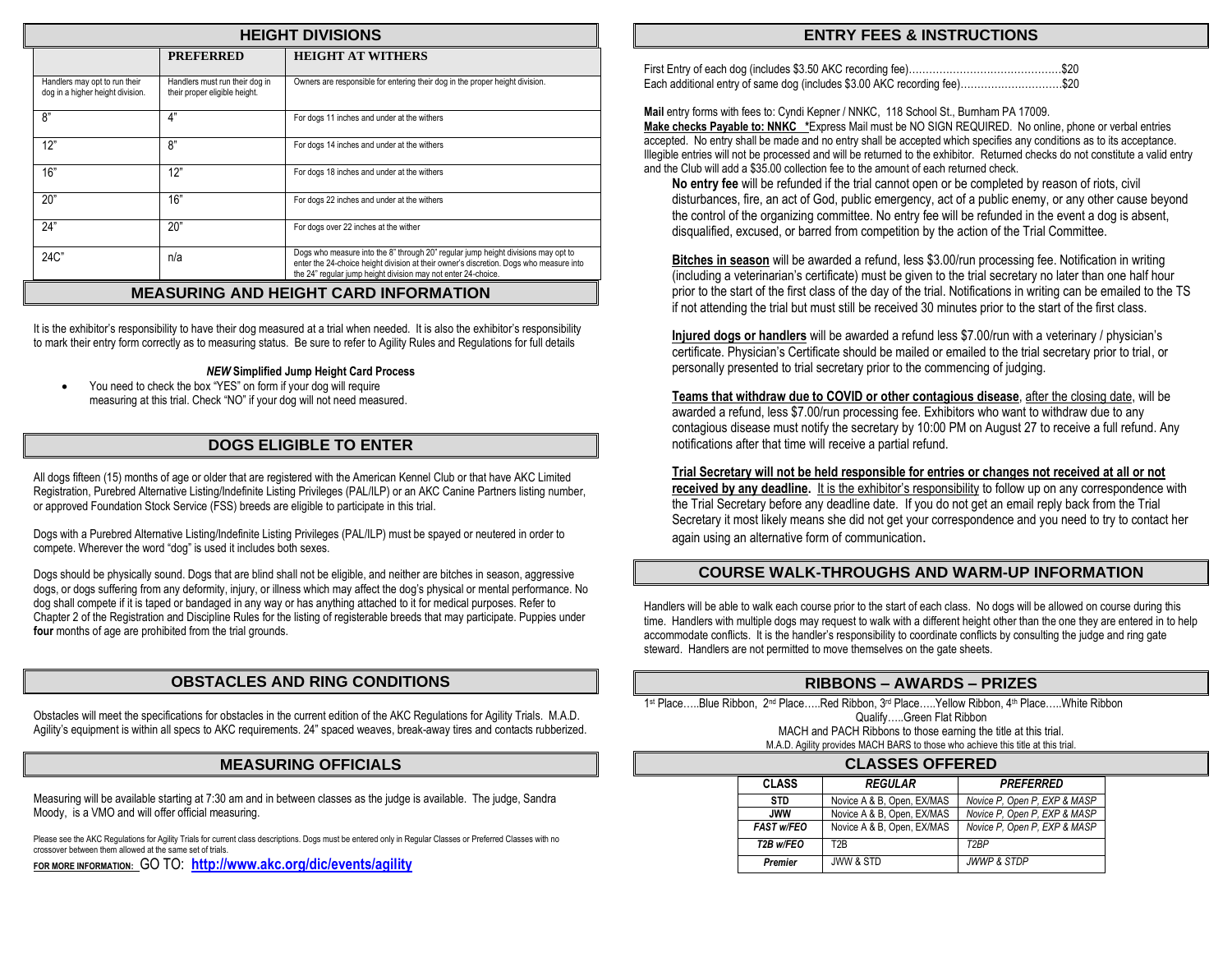## HEIGHT DIVISIONS

| | PREFERRED | HEIGHT AT WITHERS |
|---|---|---|
| Handlers may opt to run their dog in a higher height division. | Handlers must run their dog in their proper eligible height. | Owners are responsible for entering their dog in the proper height division. |
| 8" | 4" | For dogs 11 inches and under at the withers |
| 12" | 8" | For dogs 14 inches and under at the withers |
| 16" | 12" | For dogs 18 inches and under at the withers |
| 20" | 16" | For dogs 22 inches and under at the withers |
| 24" | 20" | For dogs over 22 inches at the wither |
| 24C" | n/a | Dogs who measure into the 8" through 20" regular jump height divisions may opt to enter the 24-choice height division at their owner's discretion. Dogs who measure into the 24" regular jump height division may not enter 24-choice. |

## MEASURING AND HEIGHT CARD INFORMATION

It is the exhibitor's responsibility to have their dog measured at a trial when needed. It is also the exhibitor's responsibility to mark their entry form correctly as to measuring status. Be sure to refer to Agility Rules and Regulations for full details

***NEW* Simplified Jump Height Card Process**

- You need to check the box "YES" on form if your dog will require measuring at this trial. Check "NO" if your dog will not need measured.

## DOGS ELIGIBLE TO ENTER

All dogs fifteen (15) months of age or older that are registered with the American Kennel Club or that have AKC Limited Registration, Purebred Alternative Listing/Indefinite Listing Privileges (PAL/ILP) or an AKC Canine Partners listing number, or approved Foundation Stock Service (FSS) breeds are eligible to participate in this trial.

Dogs with a Purebred Alternative Listing/Indefinite Listing Privileges (PAL/ILP) must be spayed or neutered in order to compete. Wherever the word "dog" is used it includes both sexes.

Dogs should be physically sound. Dogs that are blind shall not be eligible, and neither are bitches in season, aggressive dogs, or dogs suffering from any deformity, injury, or illness which may affect the dog's physical or mental performance. No dog shall compete if it is taped or bandaged in any way or has anything attached to it for medical purposes. Refer to Chapter 2 of the Registration and Discipline Rules for the listing of registerable breeds that may participate. Puppies under **four** months of age are prohibited from the trial grounds.

## OBSTACLES AND RING CONDITIONS

Obstacles will meet the specifications for obstacles in the current edition of the AKC Regulations for Agility Trials. M.A.D. Agility's equipment is within all specs to AKC requirements. 24" spaced weaves, break-away tires and contacts rubberized.

## MEASURING OFFICIALS

Measuring will be available starting at 7:30 am and in between classes as the judge is available. The judge, Sandra Moody, is a VMO and will offer official measuring.

Please see the AKC Regulations for Agility Trials for current class descriptions. Dogs must be entered only in Regular Classes or Preferred Classes with no crossover between them allowed at the same set of trials.

**FOR MORE INFORMATION:** GO TO: **http://www.akc.org/dic/events/agility**

## ENTRY FEES & INSTRUCTIONS

First Entry of each dog (includes $3.50 AKC recording fee)……………………………………..$20
Each additional entry of same dog (includes $3.00 AKC recording fee)……………………….$20

**Mail** entry forms with fees to: Cyndi Kepner / NNKC, 118 School St., Burnham PA 17009.
**Make checks Payable to: NNKC** *Express Mail must be NO SIGN REQUIRED. No online, phone or verbal entries accepted. No entry shall be made and no entry shall be accepted which specifies any conditions as to its acceptance. Illegible entries will not be processed and will be returned to the exhibitor. Returned checks do not constitute a valid entry and the Club will add a $35.00 collection fee to the amount of each returned check.

**No entry fee** will be refunded if the trial cannot open or be completed by reason of riots, civil disturbances, fire, an act of God, public emergency, act of a public enemy, or any other cause beyond the control of the organizing committee. No entry fee will be refunded in the event a dog is absent, disqualified, excused, or barred from competition by the action of the Trial Committee.

**Bitches in season** will be awarded a refund, less $3.00/run processing fee. Notification in writing (including a veterinarian's certificate) must be given to the trial secretary no later than one half hour prior to the start of the first class of the day of the trial. Notifications in writing can be emailed to the TS if not attending the trial but must still be received 30 minutes prior to the start of the first class.

**Injured dogs or handlers** will be awarded a refund less $7.00/run with a veterinary / physician's certificate. Physician's Certificate should be mailed or emailed to the trial secretary prior to trial, or personally presented to trial secretary prior to the commencing of judging.

**Teams that withdraw due to COVID or other contagious disease**, after the closing date, will be awarded a refund, less $7.00/run processing fee. Exhibitors who want to withdraw due to any contagious disease must notify the secretary by 10:00 PM on August 27 to receive a full refund. Any notifications after that time will receive a partial refund.

**Trial Secretary will not be held responsible for entries or changes not received at all or not received by any deadline.** It is the exhibitor's responsibility to follow up on any correspondence with the Trial Secretary before any deadline date. If you do not get an email reply back from the Trial Secretary it most likely means she did not get your correspondence and you need to try to contact her again using an alternative form of communication.

## COURSE WALK-THROUGHS AND WARM-UP INFORMATION

Handlers will be able to walk each course prior to the start of each class. No dogs will be allowed on course during this time. Handlers with multiple dogs may request to walk with a different height other than the one they are entered in to help accommodate conflicts. It is the handler's responsibility to coordinate conflicts by consulting the judge and ring gate steward. Handlers are not permitted to move themselves on the gate sheets.

## RIBBONS – AWARDS – PRIZES

1st Place…..Blue Ribbon, 2nd Place…..Red Ribbon, 3rd Place…..Yellow Ribbon, 4th Place…..White Ribbon
Qualify…..Green Flat Ribbon
MACH and PACH Ribbons to those earning the title at this trial.
M.A.D. Agility provides MACH BARS to those who achieve this title at this trial.

## CLASSES OFFERED

| CLASS | *REGULAR* | *PREFERRED* |
|---|---|---|
| **STD** | Novice A & B, Open, EX/MAS | *Novice P, Open P, EXP & MASP* |
| **JWW** | Novice A & B, Open, EX/MAS | *Novice P, Open P, EXP & MASP* |
| ***FAST w/FEO*** | Novice A & B, Open, EX/MAS | *Novice P, Open P, EXP & MASP* |
| ***T2B w/FEO*** | T2B | *T2BP* |
| ***Premier*** | JWW & STD | *JWWP & STDP* |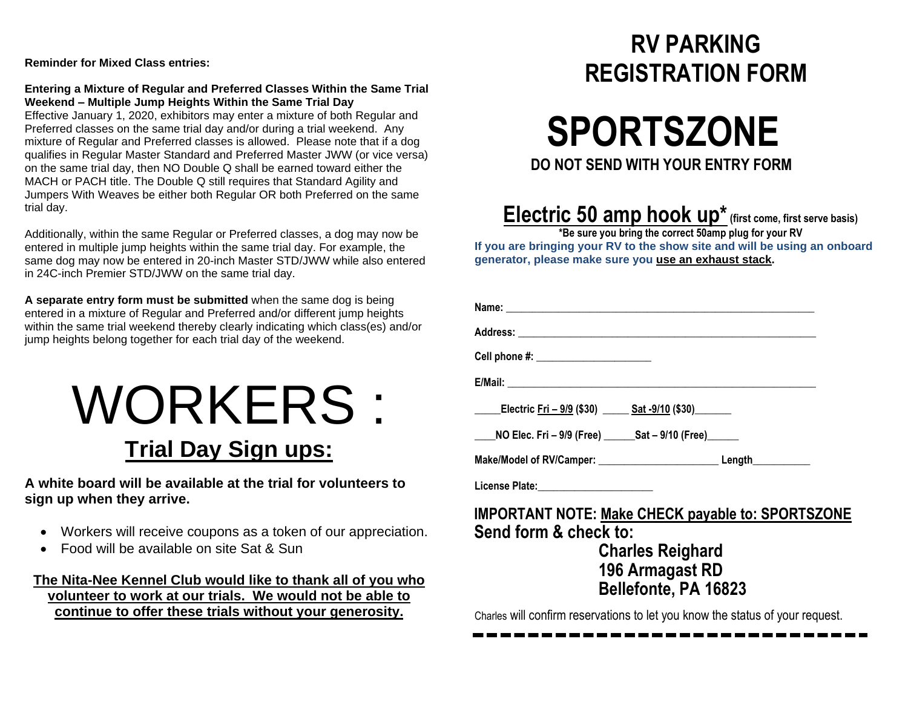**Reminder for Mixed Class entries:**

**Entering a Mixture of Regular and Preferred Classes Within the Same Trial Weekend – Multiple Jump Heights Within the Same Trial Day**

Effective January 1, 2020, exhibitors may enter a mixture of both Regular and Preferred classes on the same trial day and/or during a trial weekend. Any mixture of Regular and Preferred classes is allowed. Please note that if a dog qualifies in Regular Master Standard and Preferred Master JWW (or vice versa) on the same trial day, then NO Double Q shall be earned toward either the MACH or PACH title. The Double Q still requires that Standard Agility and Jumpers With Weaves be either both Regular OR both Preferred on the same trial day.

Additionally, within the same Regular or Preferred classes, a dog may now be entered in multiple jump heights within the same trial day. For example, the same dog may now be entered in 20-inch Master STD/JWW while also entered in 24C-inch Premier STD/JWW on the same trial day.

**A separate entry form must be submitted** when the same dog is being entered in a mixture of Regular and Preferred and/or different jump heights within the same trial weekend thereby clearly indicating which class(es) and/or jump heights belong together for each trial day of the weekend.

# WORKERS :

## Trial Day Sign ups:

**A white board will be available at the trial for volunteers to sign up when they arrive.**

- Workers will receive coupons as a token of our appreciation.
- Food will be available on site Sat & Sun

**The Nita-Nee Kennel Club would like to thank all of you who volunteer to work at our trials. We would not be able to continue to offer these trials without your generosity.**

# RV PARKING REGISTRATION FORM

# SPORTSZONE

**DO NOT SEND WITH YOUR ENTRY FORM**

## Electric 50 amp hook up* (first come, first serve basis)

**\*Be sure you bring the correct 50amp plug for your RV**

**If you are bringing your RV to the show site and will be using an onboard generator, please make sure you use an exhaust stack.**

**Name:** ______________________________________________

**Address:** ______________________________________________

**Cell phone #:** ____________________

**E/Mail:** ______________________________________________

_____**Electric Fri – 9/9 ($30)** _____ **Sat -9/10 ($30)**_______

____**NO Elec. Fri – 9/9 (Free)** ______**Sat – 9/10 (Free)**______

**Make/Model of RV/Camper:** ______________________ **Length**__________

**License Plate:**_____________________

**IMPORTANT NOTE: Make CHECK payable to: SPORTSZONE**

**Send form & check to:**

**Charles Reighard**
**196 Armagast RD**
**Bellefonte, PA 16823**

Charles will confirm reservations to let you know the status of your request.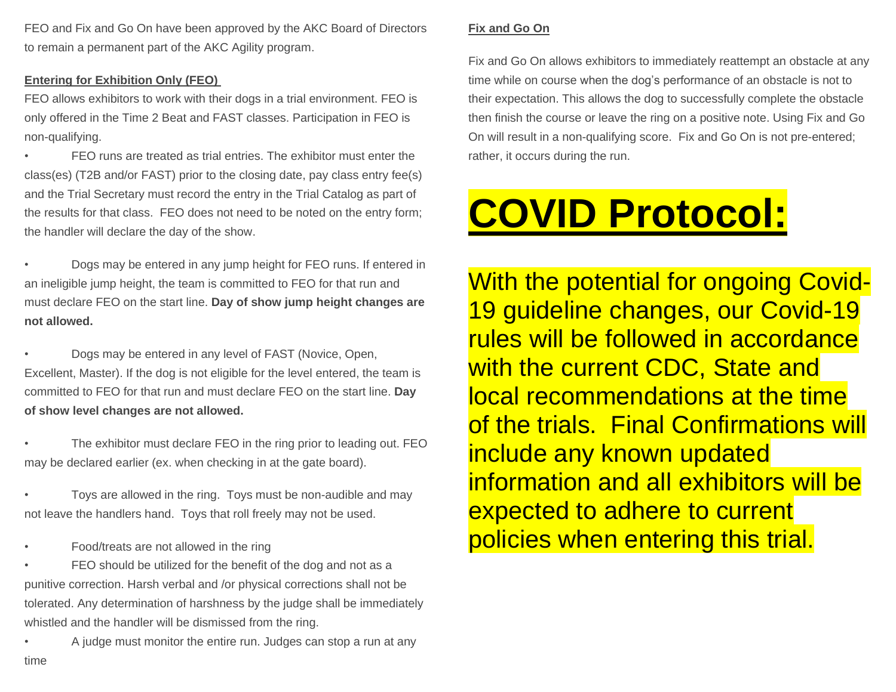FEO and Fix and Go On have been approved by the AKC Board of Directors to remain a permanent part of the AKC Agility program.

**Entering for Exhibition Only (FEO)**

FEO allows exhibitors to work with their dogs in a trial environment. FEO is only offered in the Time 2 Beat and FAST classes. Participation in FEO is non-qualifying.

- FEO runs are treated as trial entries. The exhibitor must enter the class(es) (T2B and/or FAST) prior to the closing date, pay class entry fee(s) and the Trial Secretary must record the entry in the Trial Catalog as part of the results for that class. FEO does not need to be noted on the entry form; the handler will declare the day of the show.

- Dogs may be entered in any jump height for FEO runs. If entered in an ineligible jump height, the team is committed to FEO for that run and must declare FEO on the start line. **Day of show jump height changes are not allowed.**

- Dogs may be entered in any level of FAST (Novice, Open, Excellent, Master). If the dog is not eligible for the level entered, the team is committed to FEO for that run and must declare FEO on the start line. **Day of show level changes are not allowed.**

- The exhibitor must declare FEO in the ring prior to leading out. FEO may be declared earlier (ex. when checking in at the gate board).

- Toys are allowed in the ring. Toys must be non-audible and may not leave the handlers hand. Toys that roll freely may not be used.

- Food/treats are not allowed in the ring
- FEO should be utilized for the benefit of the dog and not as a punitive correction. Harsh verbal and /or physical corrections shall not be tolerated. Any determination of harshness by the judge shall be immediately whistled and the handler will be dismissed from the ring.
- A judge must monitor the entire run. Judges can stop a run at any time

**Fix and Go On**

Fix and Go On allows exhibitors to immediately reattempt an obstacle at any time while on course when the dog's performance of an obstacle is not to their expectation. This allows the dog to successfully complete the obstacle then finish the course or leave the ring on a positive note. Using Fix and Go On will result in a non-qualifying score. Fix and Go On is not pre-entered; rather, it occurs during the run.

# COVID Protocol:

With the potential for ongoing Covid-19 guideline changes, our Covid-19 rules will be followed in accordance with the current CDC, State and local recommendations at the time of the trials. Final Confirmations will include any known updated information and all exhibitors will be expected to adhere to current policies when entering this trial.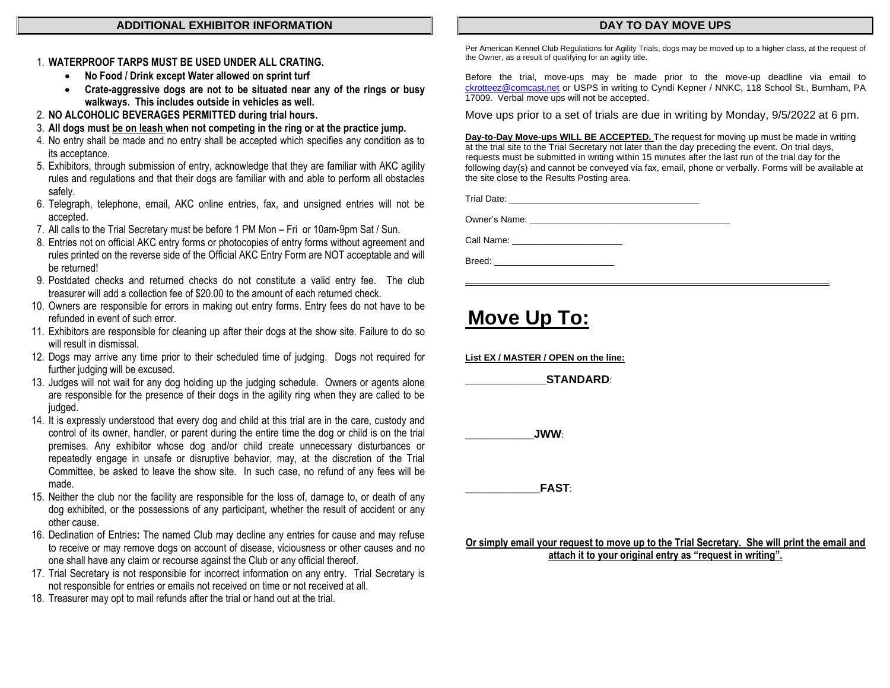## ADDITIONAL EXHIBITOR INFORMATION

1. **WATERPROOF TARPS MUST BE USED UNDER ALL CRATING.**
   - **No Food / Drink except Water allowed on sprint turf**
   - **Crate-aggressive dogs are not to be situated near any of the rings or busy walkways. This includes outside in vehicles as well.**
2. **NO ALCOHOLIC BEVERAGES PERMITTED during trial hours.**
3. **All dogs must <u>be on leash</u> when not competing in the ring or at the practice jump.**
4. No entry shall be made and no entry shall be accepted which specifies any condition as to its acceptance.
5. Exhibitors, through submission of entry, acknowledge that they are familiar with AKC agility rules and regulations and that their dogs are familiar with and able to perform all obstacles safely.
6. Telegraph, telephone, email, AKC online entries, fax, and unsigned entries will not be accepted.
7. All calls to the Trial Secretary must be before 1 PM Mon – Fri or 10am-9pm Sat / Sun.
8. Entries not on official AKC entry forms or photocopies of entry forms without agreement and rules printed on the reverse side of the Official AKC Entry Form are NOT acceptable and will be returned!
9. Postdated checks and returned checks do not constitute a valid entry fee. The club treasurer will add a collection fee of $20.00 to the amount of each returned check.
10. Owners are responsible for errors in making out entry forms. Entry fees do not have to be refunded in event of such error.
11. Exhibitors are responsible for cleaning up after their dogs at the show site. Failure to do so will result in dismissal.
12. Dogs may arrive any time prior to their scheduled time of judging. Dogs not required for further judging will be excused.
13. Judges will not wait for any dog holding up the judging schedule. Owners or agents alone are responsible for the presence of their dogs in the agility ring when they are called to be judged.
14. It is expressly understood that every dog and child at this trial are in the care, custody and control of its owner, handler, or parent during the entire time the dog or child is on the trial premises. Any exhibitor whose dog and/or child create unnecessary disturbances or repeatedly engage in unsafe or disruptive behavior, may, at the discretion of the Trial Committee, be asked to leave the show site. In such case, no refund of any fees will be made.
15. Neither the club nor the facility are responsible for the loss of, damage to, or death of any dog exhibited, or the possessions of any participant, whether the result of accident or any other cause.
16. Declination of Entries**:** The named Club may decline any entries for cause and may refuse to receive or may remove dogs on account of disease, viciousness or other causes and no one shall have any claim or recourse against the Club or any official thereof.
17. Trial Secretary is not responsible for incorrect information on any entry. Trial Secretary is not responsible for entries or emails not received on time or not received at all.
18. Treasurer may opt to mail refunds after the trial or hand out at the trial.

## DAY TO DAY MOVE UPS

Per American Kennel Club Regulations for Agility Trials, dogs may be moved up to a higher class, at the request of the Owner, as a result of qualifying for an agility title.

Before the trial, move-ups may be made prior to the move-up deadline via email to ckrotteez@comcast.net or USPS in writing to Cyndi Kepner / NNKC, 118 School St., Burnham, PA 17009. Verbal move ups will not be accepted.

Move ups prior to a set of trials are due in writing by Monday, 9/5/2022 at 6 pm.

**<u>Day-to-Day Move-ups WILL BE ACCEPTED.</u>** The request for moving up must be made in writing at the trial site to the Trial Secretary not later than the day preceding the event. On trial days, requests must be submitted in writing within 15 minutes after the last run of the trial day for the following day(s) and cannot be conveyed via fax, email, phone or verbally. Forms will be available at the site close to the Results Posting area.

Trial Date: ____________________________________

Owner's Name: ______________________________________

Call Name: _____________________

Breed: _______________________

---

# <u>Move Up To:</u>

**<u>List EX / MASTER / OPEN on the line:</u>**

______________**STANDARD**:

___________**JWW**:

____________**FAST**:

**<u>Or simply email your request to move up to the Trial Secretary. She will print the email and attach it to your original entry as "request in writing".</u>**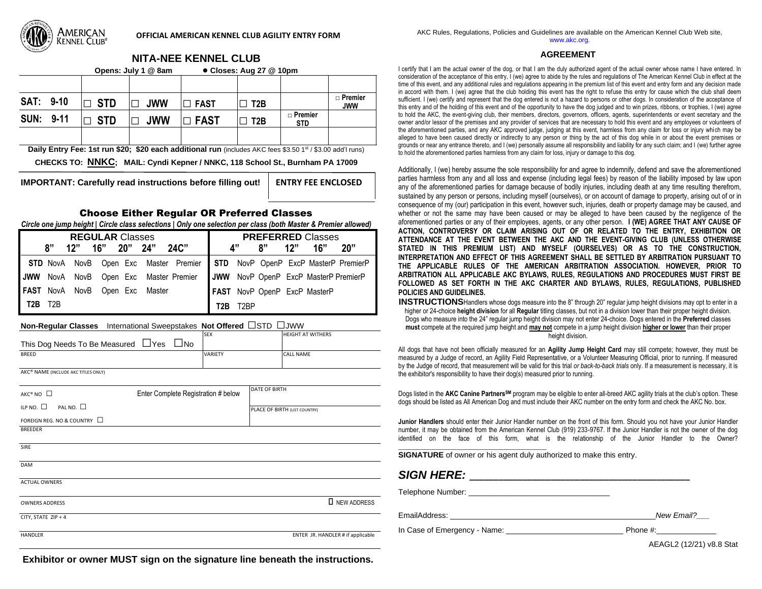AMERICAN KENNEL CLUB®

**OFFICIAL AMERICAN KENNEL CLUB AGILITY ENTRY FORM**

## NITA-NEE KENNEL CLUB

**Opens: July 1 @ 8am** • **Closes: Aug 27 @ 10pm**

| | | | | | | |
|---|---|---|---|---|---|---|
| **SAT: 9-10** | ☐ **STD** | ☐ **JWW** | ☐ **FAST** | ☐ **T2B** | | ☐ **Premier JWW** |
| **SUN: 9-11** | ☐ **STD** | ☐ **JWW** | ☐ **FAST** | ☐ **T2B** | ☐ **Premier STD** | |

**Daily Entry Fee: 1st run $20; $20 each additional run** (includes AKC fees $3.50 1st / $3.00 add'l runs)

**CHECKS TO: NNKC; MAIL: Cyndi Kepner / NNKC, 118 School St., Burnham PA 17009**

**IMPORTANT: Carefully read instructions before filling out!** | **ENTRY FEE ENCLOSED**

### Choose Either Regular OR Preferred Classes

*Circle one jump height | Circle class selections | Only one selection per class (both Master & Premier allowed)*

| **REGULAR Classes** 8" 12" 16" 20" 24" 24C" | **PREFERRED Classes** 4" 8" 12" 16" 20" |
|---|---|
| **STD** NovA NovB Open Exc Master Premier | **STD** NovP OpenP ExcP MasterP PremierP |
| **JWW** NovA NovB Open Exc Master Premier | **JWW** NovP OpenP ExcP MasterP PremierP |
| **FAST** NovA NovB Open Exc Master | **FAST** NovP OpenP ExcP MasterP |
| **T2B** T2B | **T2B** T2BP |

**Non-Regular Classes** International Sweepstakes **Not Offered** ☐STD ☐JWW

This Dog Needs To Be Measured ☐Yes ☐No | SEX | HEIGHT AT WITHERS

BREED | VARIETY | CALL NAME

AKC® NAME (INCLUDE AKC TITLES ONLY)

AKC® NO ☐ Enter Complete Registration # below | DATE OF BIRTH

ILP NO. ☐ PAL NO. ☐ | PLACE OF BIRTH (LIST COUNTRY)

FOREIGN REG. NO & COUNTRY ☐

BREEDER

SIRE

DAM

ACTUAL OWNERS

OWNERS ADDRESS ☐ NEW ADDRESS

CITY, STATE ZIP + 4

HANDLER | ENTER JR. HANDLER # if applicable

**Exhibitor or owner MUST sign on the signature line beneath the instructions.**

AKC Rules, Regulations, Policies and Guidelines are available on the American Kennel Club Web site, www.akc.org.

### AGREEMENT

I certify that I am the actual owner of the dog, or that I am the duly authorized agent of the actual owner whose name I have entered. In consideration of the acceptance of this entry, I (we) agree to abide by the rules and regulations of The American Kennel Club in effect at the time of this event, and any additional rules and regulations appearing in the premium list of this event and entry form and any decision made in accord with them. I (we) agree that the club holding this event has the right to refuse this entry for cause which the club shall deem sufficient. I (we) certify and represent that the dog entered is not a hazard to persons or other dogs. In consideration of the acceptance of this entry and of the holding of this event and of the opportunity to have the dog judged and to win prizes, ribbons, or trophies, I (we) agree to hold the AKC, the event-giving club, their members, directors, governors, officers, agents, superintendents or event secretary and the owner and/or lessor of the premises and any provider of services that are necessary to hold this event and any employees or volunteers of the aforementioned parties, and any AKC approved judge, judging at this event, harmless from any claim for loss or injury which may be alleged to have been caused directly or indirectly to any person or thing by the act of this dog while in or about the event premises or grounds or near any entrance thereto, and I (we) personally assume all responsibility and liability for any such claim; and I (we) further agree to hold the aforementioned parties harmless from any claim for loss, injury or damage to this dog.

Additionally, I (we) hereby assume the sole responsibility for and agree to indemnify, defend and save the aforementioned parties harmless from any and all loss and expense (including legal fees) by reason of the liability imposed by law upon any of the aforementioned parties for damage because of bodily injuries, including death at any time resulting therefrom, sustained by any person or persons, including myself (ourselves), or on account of damage to property, arising out of or in consequence of my (our) participation in this event, however such, injuries, death or property damage may be caused, and whether or not the same may have been caused or may be alleged to have been caused by the negligence of the aforementioned parties or any of their employees, agents, or any other person. **I (WE) AGREE THAT ANY CAUSE OF ACTION, CONTROVERSY OR CLAIM ARISING OUT OF OR RELATED TO THE ENTRY, EXHIBITION OR ATTENDANCE AT THE EVENT BETWEEN THE AKC AND THE EVENT-GIVING CLUB (UNLESS OTHERWISE STATED IN THIS PREMIUM LIST) AND MYSELF (OURSELVES) OR AS TO THE CONSTRUCTION, INTERPRETATION AND EFFECT OF THIS AGREEMENT SHALL BE SETTLED BY ARBITRATION PURSUANT TO THE APPLICABLE RULES OF THE AMERICAN ARBITRATION ASSOCIATION. HOWEVER, PRIOR TO ARBITRATION ALL APPLICABLE AKC BYLAWS, RULES, REGULATIONS AND PROCEDURES MUST FIRST BE FOLLOWED AS SET FORTH IN THE AKC CHARTER AND BYLAWS, RULES, REGULATIONS, PUBLISHED POLICIES AND GUIDELINES.**

**INSTRUCTIONS** Handlers whose dogs measure into the 8" through 20" regular jump height divisions may opt to enter in a higher or 24-choice **height division** for all **Regular** titling classes, but not in a division lower than their proper height division. Dogs who measure into the 24" regular jump height division may not enter 24-choice. Dogs entered in the **Preferred** classes **must** compete at the required jump height and **may not** compete in a jump height division **higher or lower** than their proper height division.

All dogs that have not been officially measured for an **Agility Jump Height Card** may still compete; however, they must be measured by a Judge of record, an Agility Field Representative, or a Volunteer Measuring Official, prior to running. If measured by the Judge of record, that measurement will be valid for this trial *or back-to-back trials* only. If a measurement is necessary, it is the exhibitor's responsibility to have their dog(s) measured prior to running.

Dogs listed in the **AKC Canine Partners**SM program may be eligible to enter all-breed AKC agility trials at the club's option. These dogs should be listed as All American Dog and must include their AKC number on the entry form and check the AKC No. box.

**Junior Handlers** should enter their Junior Handler number on the front of this form. Should you not have your Junior Handler number, it may be obtained from the American Kennel Club (919) 233-9767. If the Junior Handler is not the owner of the dog identified on the face of this form, what is the relationship of the Junior Handler to the Owner? ______________________________

**SIGNATURE** of owner or his agent duly authorized to make this entry.

***SIGN HERE:*** ________________________________________

Telephone Number: ______________________________

EmailAddress: ______________________________________________ *New Email?*___

In Case of Emergency - Name: __________________________ Phone #:_____________

AEAGL2 (12/21) v8.8 Stat